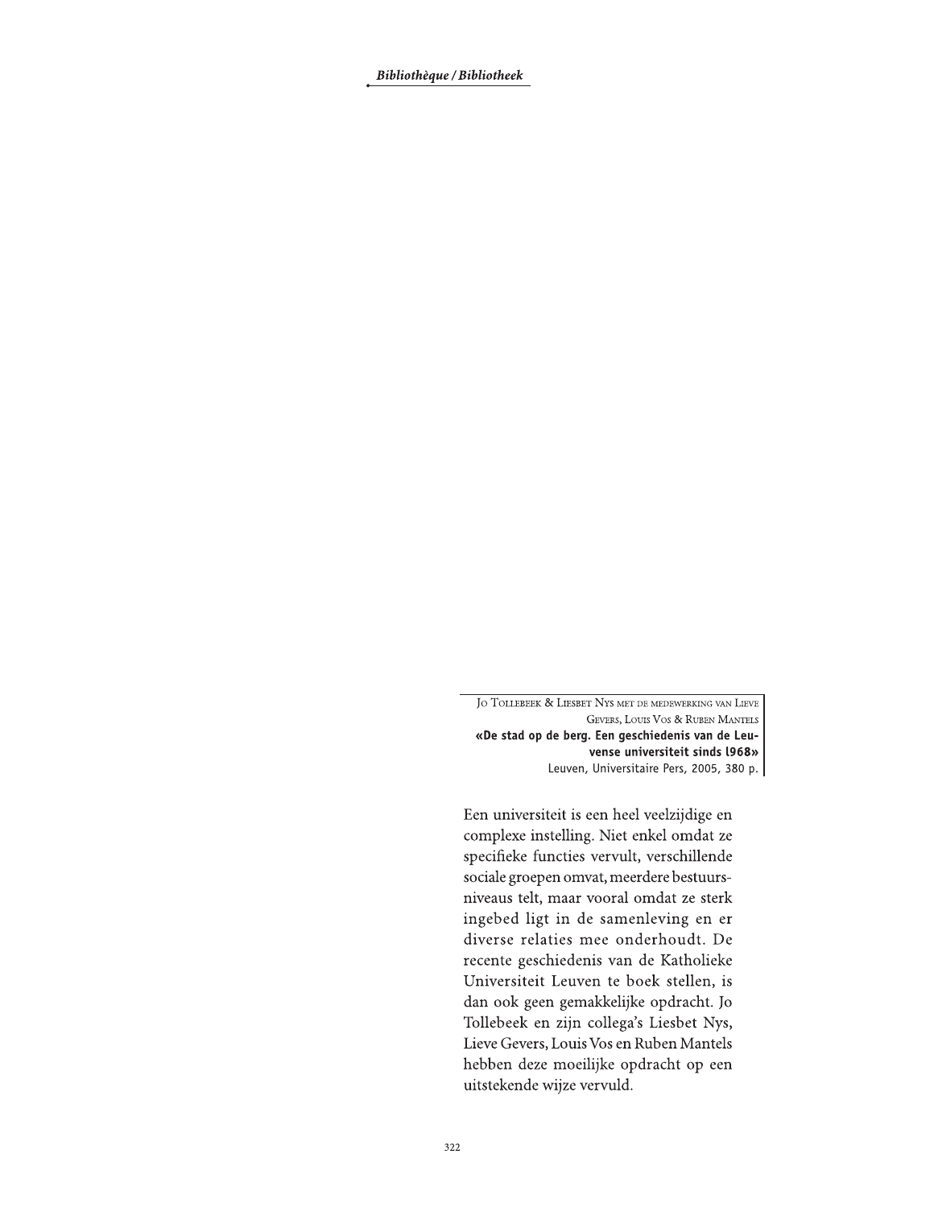Jo Tollebeek & Liesbet Nys met de medewerking van Lieve Gevers, Louis Vos & Ruben Mantels

**«De stad op de berg. Een geschiedenis van de Leuvense universiteit sinds l968»**

Leuven, Universitaire Pers, 2005, 380 p.

Een universiteit is een heel veelzijdige en complexe instelling. Niet enkel omdat ze specifieke functies vervult, verschillende sociale groepen omvat, meerdere bestuursniveaus telt, maar vooral omdat ze sterk ingebed ligt in de samenleving en er diverse relaties mee onderhoudt. De recente geschiedenis van de Katholieke Universiteit Leuven te boek stellen, is dan ook geen gemakkelijke opdracht. Jo Tollebeek en zijn collega's Liesbet Nys, Lieve Gevers, Louis Vos en Ruben Mantels hebben deze moeilijke opdracht op een uitstekende wijze vervuld.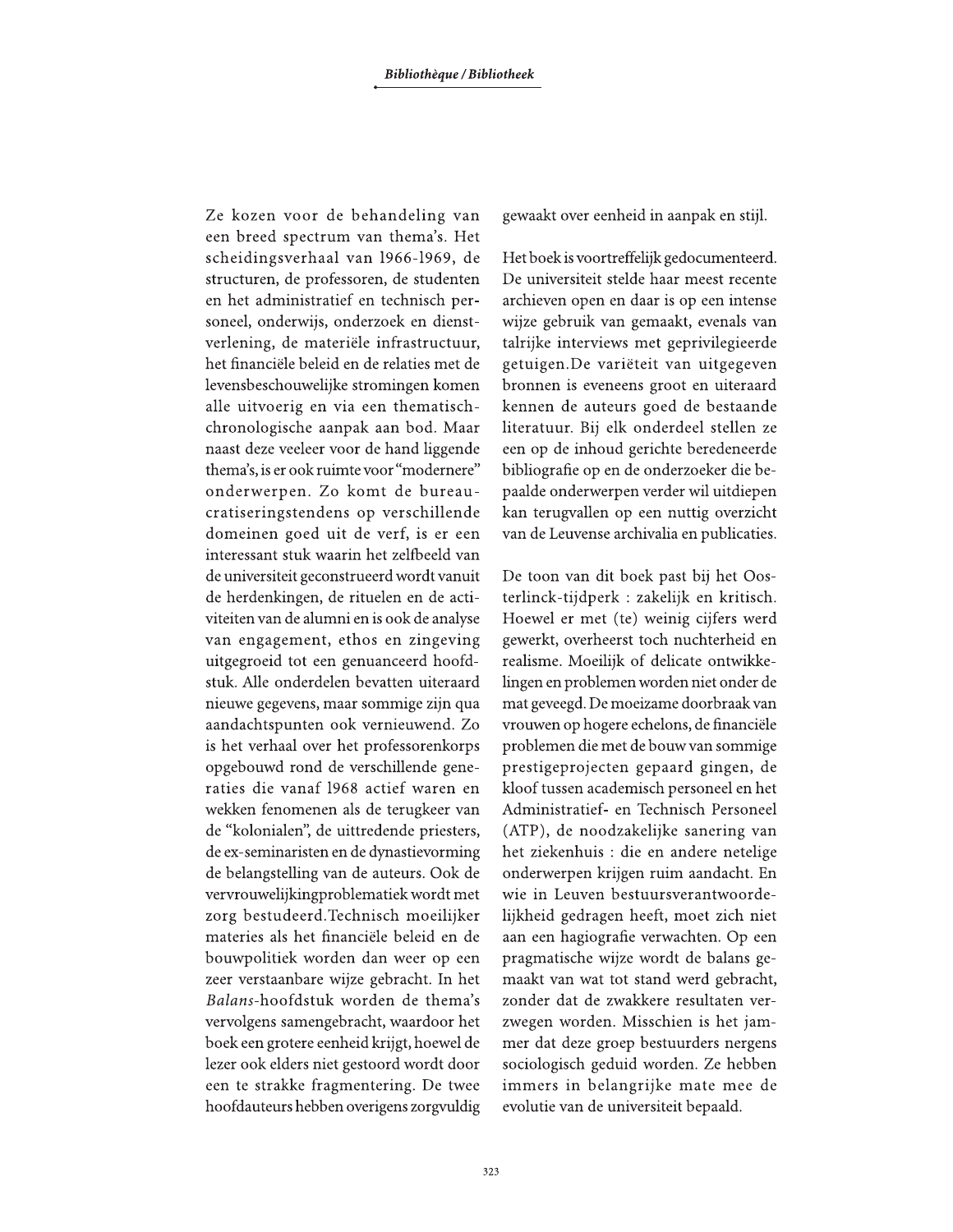Ze kozen voor de behandeling van een breed spectrum van thema's. Het scheidingsverhaal van 1966-1969, de structuren, de professoren, de studenten en het administratief en technisch personeel, onderwijs, onderzoek en dienstverlening, de materiële infrastructuur, het financiële beleid en de relaties met de levensbeschouwelijke stromingen komen alle uitvoerig en via een thematisch-chronologische aanpak aan bod. Maar naast deze veeleer voor de hand liggende thema's, is er ook ruimte voor "modernere" onderwerpen. Zo komt de bureaucratiseringstendens op verschillende domeinen goed uit de verf, is er een interessant stuk waarin het zelfbeeld van de universiteit geconstrueerd wordt vanuit de herdenkingen, de rituelen en de activiteiten van de alumni en is ook de analyse van engagement, ethos en zingeving uitgegroeid tot een genuanceerd hoofdstuk. Alle onderdelen bevatten uiteraard nieuwe gegevens, maar sommige zijn qua aandachtspunten ook vernieuwend. Zo is het verhaal over het professorenkorps opgebouwd rond de verschillende generaties die vanaf 1968 actief waren en wekken fenomenen als de terugkeer van de "kolonialen", de uittredende priesters, de ex-seminaristen en de dynastievorming de belangstelling van de auteurs. Ook de vervrouwelijkingproblematiek wordt met zorg bestudeerd.Technisch moeilijker materies als het financiële beleid en de bouwpolitiek worden dan weer op een zeer verstaanbare wijze gebracht. In het *Balans*-hoofdstuk worden de thema's vervolgens samengebracht, waardoor het boek een grotere eenheid krijgt, hoewel de lezer ook elders niet gestoord wordt door een te strakke fragmentering. De twee hoofdauteurs hebben overigens zorgvuldig gewaakt over eenheid in aanpak en stijl.

Het boek is voortreffelijk gedocumenteerd. De universiteit stelde haar meest recente archieven open en daar is op een intense wijze gebruik van gemaakt, evenals van talrijke interviews met geprivilegieerde getuigen.De variëteit van uitgegeven bronnen is eveneens groot en uiteraard kennen de auteurs goed de bestaande literatuur. Bij elk onderdeel stellen ze een op de inhoud gerichte beredeneerde bibliografie op en de onderzoeker die bepaalde onderwerpen verder wil uitdiepen kan terugvallen op een nuttig overzicht van de Leuvense archivalia en publicaties.

De toon van dit boek past bij het Oosterlinck-tijdperk : zakelijk en kritisch. Hoewel er met (te) weinig cijfers werd gewerkt, overheerst toch nuchterheid en realisme. Moeilijk of delicate ontwikkelingen en problemen worden niet onder de mat geveegd. De moeizame doorbraak van vrouwen op hogere echelons, de financiële problemen die met de bouw van sommige prestigeprojecten gepaard gingen, de kloof tussen academisch personeel en het Administratief- en Technisch Personeel (ATP), de noodzakelijke sanering van het ziekenhuis : die en andere netelige onderwerpen krijgen ruim aandacht. En wie in Leuven bestuursverantwoordelijkheid gedragen heeft, moet zich niet aan een hagiografie verwachten. Op een pragmatische wijze wordt de balans gemaakt van wat tot stand werd gebracht, zonder dat de zwakkere resultaten verzwegen worden. Misschien is het jammer dat deze groep bestuurders nergens sociologisch geduid worden. Ze hebben immers in belangrijke mate mee de evolutie van de universiteit bepaald.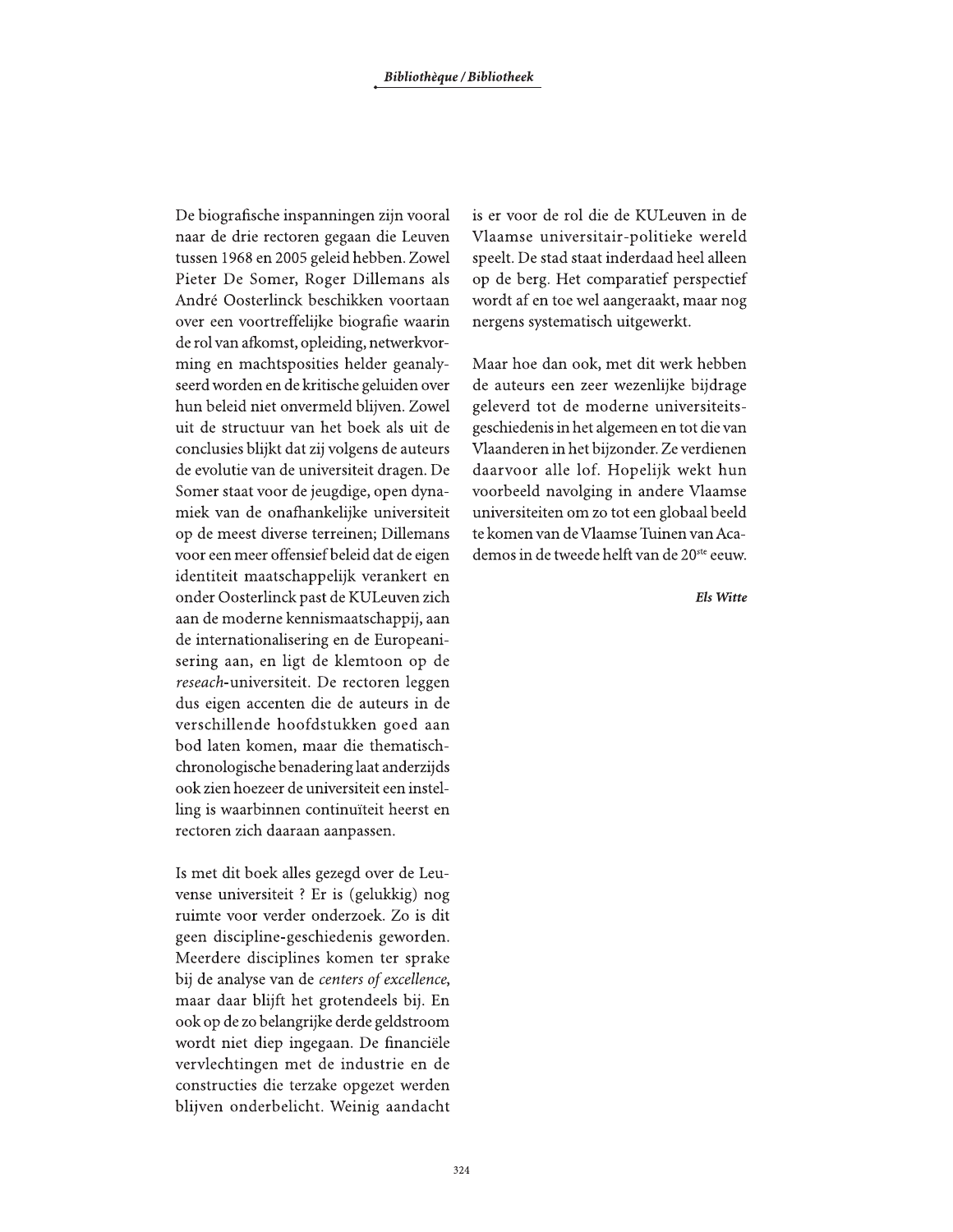De biografische inspanningen zijn vooral naar de drie rectoren gegaan die Leuven tussen 1968 en 2005 geleid hebben. Zowel Pieter De Somer, Roger Dillemans als André Oosterlinck beschikken voortaan over een voortreffelijke biografie waarin de rol van afkomst, opleiding, netwerkvorming en machtsposities helder geanalyseerd worden en de kritische geluiden over hun beleid niet onvermeld blijven. Zowel uit de structuur van het boek als uit de conclusies blijkt dat zij volgens de auteurs de evolutie van de universiteit dragen. De Somer staat voor de jeugdige, open dynamiek van de onafhankelijke universiteit op de meest diverse terreinen; Dillemans voor een meer offensief beleid dat de eigen identiteit maatschappelijk verankert en onder Oosterlinck past de KULeuven zich aan de moderne kennismaatschappij, aan de internationalisering en de Europeanisering aan, en ligt de klemtoon op de *reseach*-universiteit. De rectoren leggen dus eigen accenten die de auteurs in de verschillende hoofdstukken goed aan bod laten komen, maar die thematisch-chronologische benadering laat anderzijds ook zien hoezeer de universiteit een instelling is waarbinnen continuïteit heerst en rectoren zich daaraan aanpassen.

Is met dit boek alles gezegd over de Leuvense universiteit ? Er is (gelukkig) nog ruimte voor verder onderzoek. Zo is dit geen discipline-geschiedenis geworden. Meerdere disciplines komen ter sprake bij de analyse van de *centers of excellence*, maar daar blijft het grotendeels bij. En ook op de zo belangrijke derde geldstroom wordt niet diep ingegaan. De financiële vervlechtingen met de industrie en de constructies die terzake opgezet werden blijven onderbelicht. Weinig aandacht is er voor de rol die de KULeuven in de Vlaamse universitair-politieke wereld speelt. De stad staat inderdaad heel alleen op de berg. Het comparatief perspectief wordt af en toe wel aangeraakt, maar nog nergens systematisch uitgewerkt.

Maar hoe dan ook, met dit werk hebben de auteurs een zeer wezenlijke bijdrage geleverd tot de moderne universiteitsgeschiedenis in het algemeen en tot die van Vlaanderen in het bijzonder. Ze verdienen daarvoor alle lof. Hopelijk wekt hun voorbeeld navolging in andere Vlaamse universiteiten om zo tot een globaal beeld te komen van de Vlaamse Tuinen van Academos in de tweede helft van de 20ste eeuw.

***Els Witte***